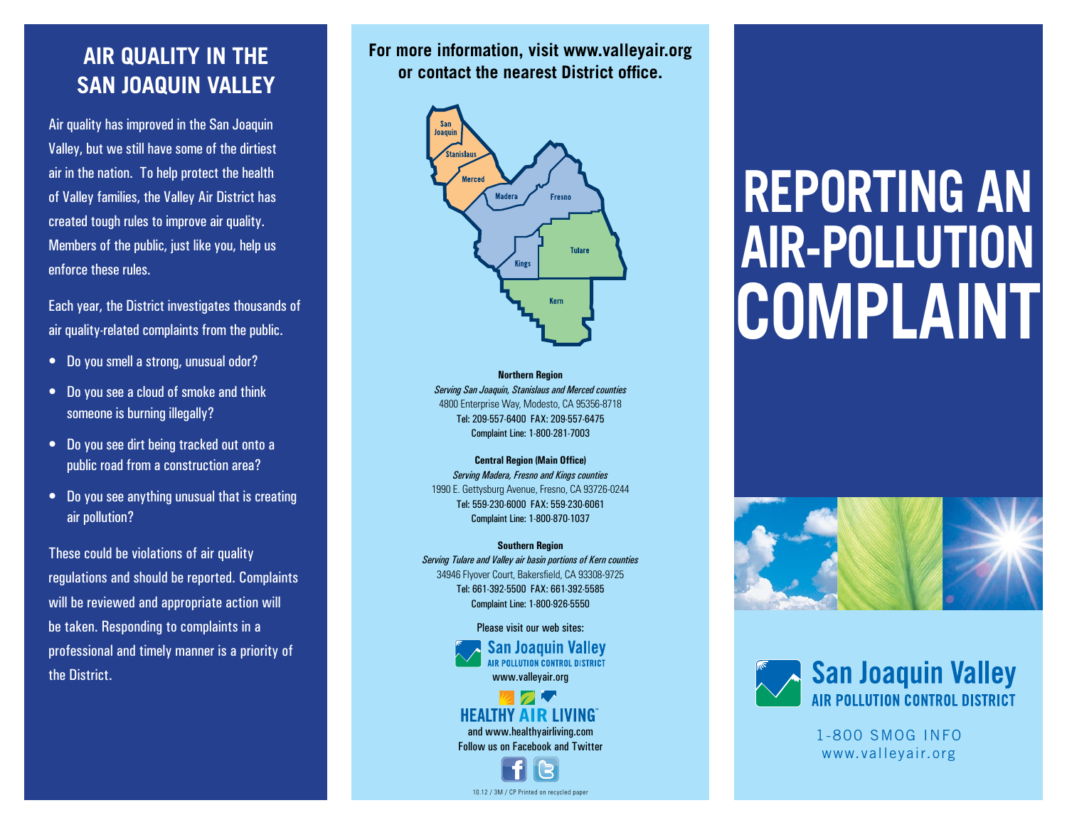# AIR QUALITY IN THE SAN JOAQUIN VALLEY

Air quality has improved in the San Joaquin Valley, but we still have some of the dirtiest air in the nation. To help protect the health of Valley families, the Valley Air District has created tough rules to improve air quality. Members of the public, just like you, help us enforce these rules.

Each year, the District investigates thousands of air quality-related complaints from the public.

- Do you smell a strong, unusual odor?
- Do you see a cloud of smoke and think someone is burning illegally?
- Do you see dirt being tracked out onto a public road from a construction area?
- Do you see anything unusual that is creating air pollution?

These could be violations of air quality regulations and should be reported. Complaints will be reviewed and appropriate action will be taken. Responding to complaints in a professional and timely manner is a priority of the District.

**For more information, visit www.valleyair.org or contact the nearest District office.**

San Joaquin, Stanislaus, Merced, Madera, Fresno, Kings, Tulare, Kern

**Northern Region**
*Serving San Joaquin, Stanislaus and Merced counties*
4800 Enterprise Way, Modesto, CA 95356-8718
Tel: 209-557-6400 FAX: 209-557-6475
Complaint Line: 1-800-281-7003

**Central Region (Main Office)**
*Serving Madera, Fresno and Kings counties*
1990 E. Gettysburg Avenue, Fresno, CA 93726-0244
Tel: 559-230-6000 FAX: 559-230-6061
Complaint Line: 1-800-870-1037

**Southern Region**
*Serving Tulare and Valley air basin portions of Kern counties*
34946 Flyover Court, Bakersfield, CA 93308-9725
Tel: 661-392-5500 FAX: 661-392-5585
Complaint Line: 1-800-926-5550

Please visit our web sites:

San Joaquin Valley AIR POLLUTION CONTROL DISTRICT
www.valleyair.org

HEALTHY AIR LIVING
and www.healthyairliving.com
Follow us on Facebook and Twitter

10.12 / 3M / CP Printed on recycled paper

# REPORTING AN AIR-POLLUTION COMPLAINT

San Joaquin Valley
AIR POLLUTION CONTROL DISTRICT

1-800 SMOG INFO
www.valleyair.org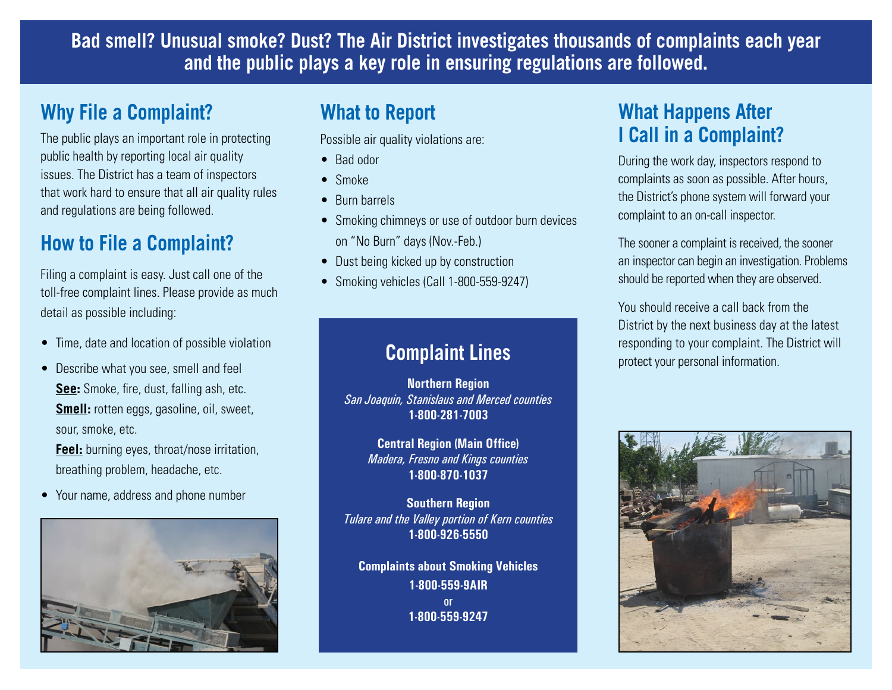**Bad smell? Unusual smoke? Dust? The Air District investigates thousands of complaints each year and the public plays a key role in ensuring regulations are followed.**

## Why File a Complaint?

The public plays an important role in protecting public health by reporting local air quality issues. The District has a team of inspectors that work hard to ensure that all air quality rules and regulations are being followed.

## How to File a Complaint?

Filing a complaint is easy. Just call one of the toll-free complaint lines. Please provide as much detail as possible including:

- Time, date and location of possible violation
- Describe what you see, smell and feel
  **See:** Smoke, fire, dust, falling ash, etc.
  **Smell:** rotten eggs, gasoline, oil, sweet, sour, smoke, etc.
  **Feel:** burning eyes, throat/nose irritation, breathing problem, headache, etc.
- Your name, address and phone number

## What to Report

Possible air quality violations are:

- Bad odor
- Smoke
- Burn barrels
- Smoking chimneys or use of outdoor burn devices on "No Burn" days (Nov.-Feb.)
- Dust being kicked up by construction
- Smoking vehicles (Call 1-800-559-9247)

## Complaint Lines

**Northern Region**
*San Joaquin, Stanislaus and Merced counties*
**1-800-281-7003**

**Central Region (Main Office)**
*Madera, Fresno and Kings counties*
**1-800-870-1037**

**Southern Region**
*Tulare and the Valley portion of Kern counties*
**1-800-926-5550**

**Complaints about Smoking Vehicles**
**1-800-559-9AIR**
or
**1-800-559-9247**

## What Happens After I Call in a Complaint?

During the work day, inspectors respond to complaints as soon as possible. After hours, the District's phone system will forward your complaint to an on-call inspector.

The sooner a complaint is received, the sooner an inspector can begin an investigation. Problems should be reported when they are observed.

You should receive a call back from the District by the next business day at the latest responding to your complaint. The District will protect your personal information.